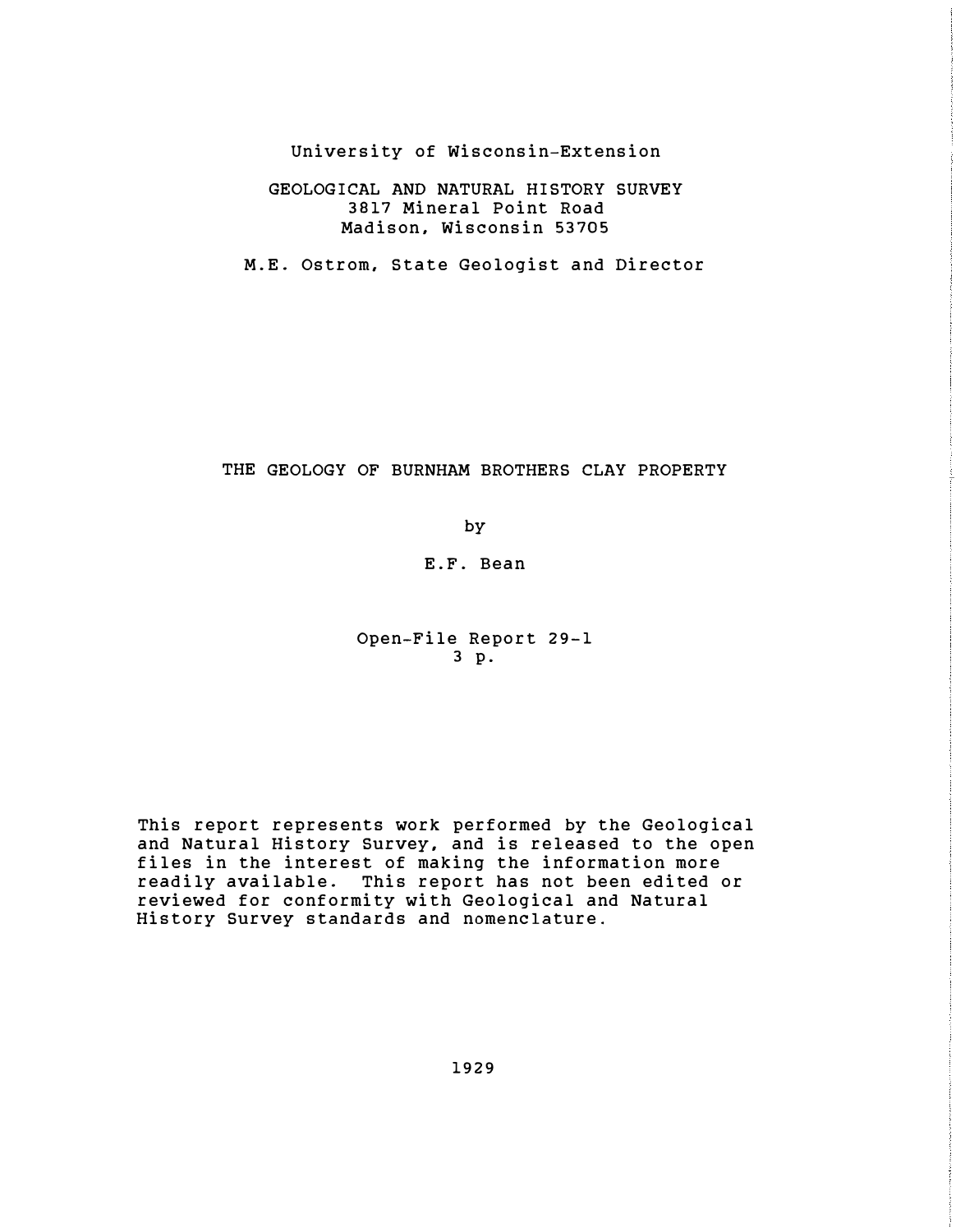University of Wisconsin-Extension

GEOLOGICAL AND NATURAL HISTORY SURVEY
3817 Mineral Point Road
Madison, Wisconsin 53705

M.E. Ostrom, State Geologist and Director

# THE GEOLOGY OF BURNHAM BROTHERS CLAY PROPERTY

by

E.F. Bean

Open-File Report 29-1
3 p.

This report represents work performed by the Geological and Natural History Survey, and is released to the open files in the interest of making the information more readily available. This report has not been edited or reviewed for conformity with Geological and Natural History Survey standards and nomenclature.

1929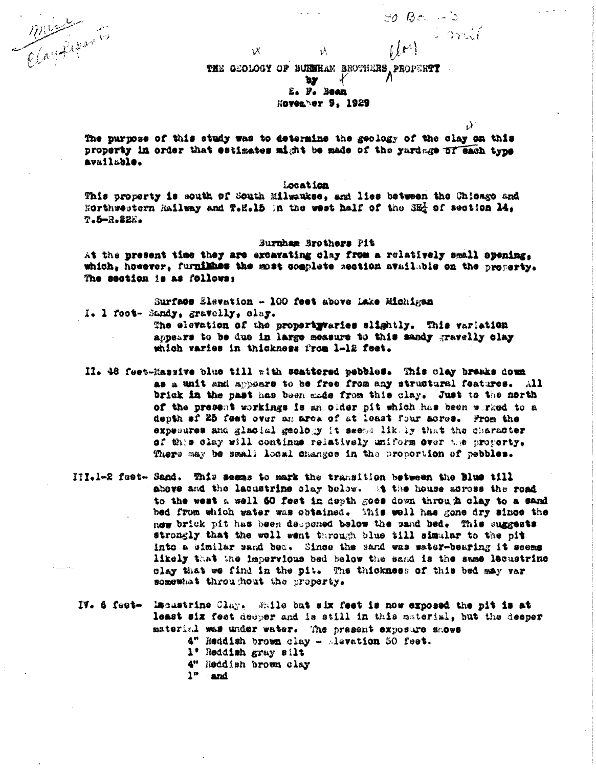# THE GEOLOGY OF BURNHAM BROTHERS PROPERTY

by

E. F. Bean

November 9, 1929

The purpose of this study was to determine the geology of the clay on this property in order that estimates might be made of the yardage of each type available.

## Location

This property is south of South Milwaukee, and lies between the Chicago and Northwestern Railway and T.H.15 in the west half of the SE¼ of section 14, T.5-R.22E.

## Burnham Brothers Pit

At the present time they are excavating clay from a relatively small opening, which, however, furnishes the most complete section available on the property. The section is as follows;

Surface Elevation - 100 feet above Lake Michigan

I. 1 foot- Sandy, gravelly, clay.
The elevation of the property varies slightly. This variation appears to be due in large measure to this sandy gravelly clay which varies in thickness from 1-12 feet.

II. 48 feet-Massive blue till with scattered pebbles. This clay breaks down as a unit and appears to be free from any structural features. All brick in the past has been made from this clay. Just to the north of the present workings is an older pit which has been worked to a depth of 25 feet over an area of at least four acres. From the exposures and glacial geology it seems likely that the character of this clay will continue relatively uniform over the property. There may be small local changes in the proportion of pebbles.

III. 1-2 feet- Sand. This seems to mark the transition between the Blue till above and the lacustrine clay below. At the house across the road to the west a well 60 feet in depth goes down through clay to a sand bed from which water was obtained. This well has gone dry since the new brick pit has been deepened below the sand bed. This suggests strongly that the well went through blue till similar to the pit into a similar sand bed. Since the sand was water-bearing it seems likely that the impervious bed below the sand is the same lacustrine clay that we find in the pit. The thickness of this bed may var somewhat throughout the property.

IV. 6 feet- Lacustrine Clay. While but six feet is now exposed the pit is at least six feet deeper and is still in this material, but the deeper material was under water. The present exposure shows

4" Reddish brown clay - elevation 50 feet.
1' Reddish gray silt
4" Reddish brown clay
1" sand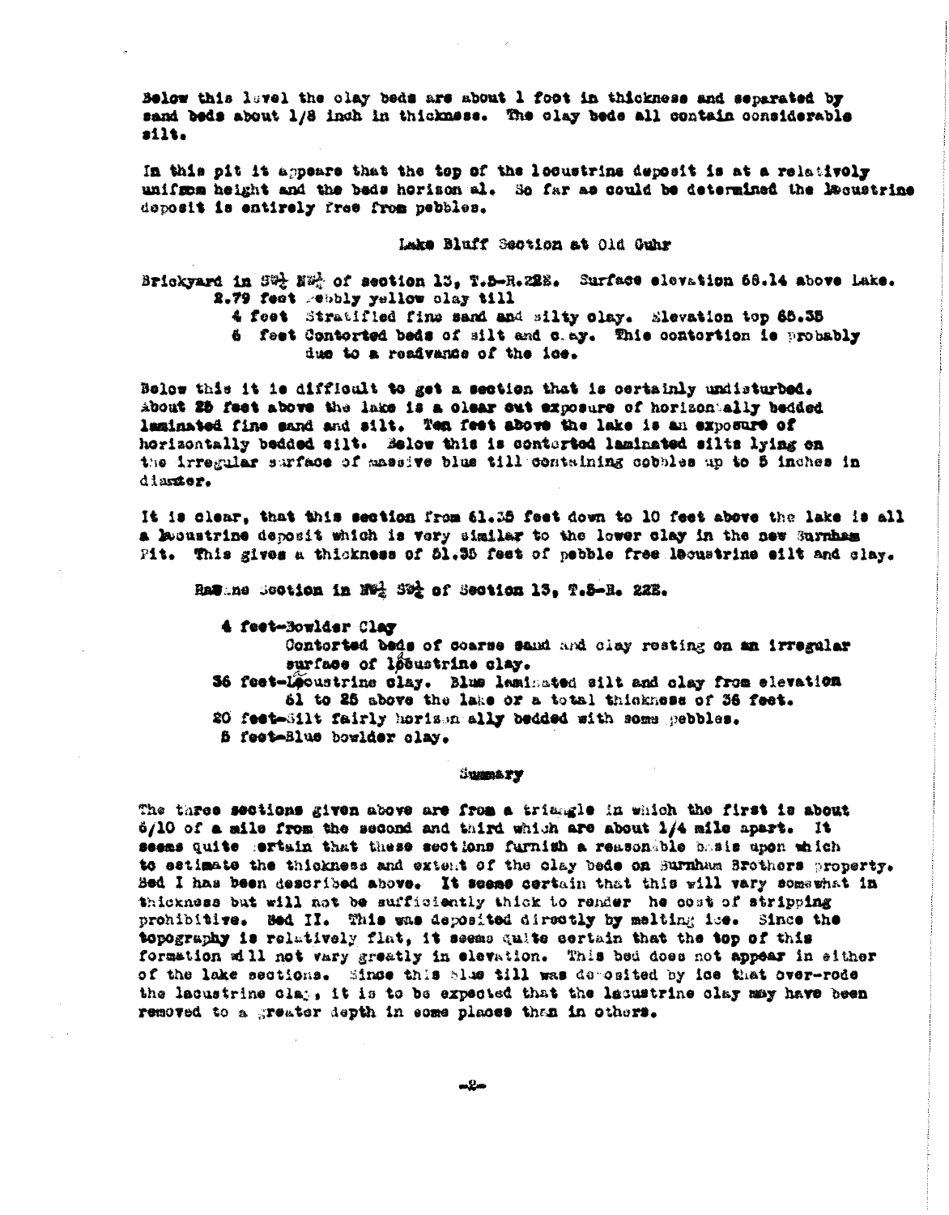Below this level the clay beds are about 1 foot in thickness and separated by sand beds about 1/8 inch in thickness. The clay beds all contain considerable silt.

In this pit it appears that the top of the locustrine deposit is at a relatively uniform height and the beds horizontal. So far as could be determined the lacustrine deposit is entirely free from pebbles.

## Lake Bluff Section at Old Guhr

Brickyard in SW¼ NW¼ of section 13, T.5-R.22E. Surface elevation 68.14 above Lake.

- 2.79 feet pebbly yellow clay till
- 4 feet Stratified fine sand and silty clay. Elevation top 65.35
- 6 feet Contorted beds of silt and clay. This contortion is probably due to a readvance of the ice.

Below this it is difficult to get a section that is certainly undisturbed. About 25 feet above the lake is a clear cut exposure of horizontally bedded laminated fine sand and silt. Ten feet above the lake is an exposure of horizontally bedded silt. Below this is contorted laminated silts lying on the irregular surface of massive blue till containing cobbles up to 5 inches in diameter.

It is clear, that this section from 61.35 feet down to 10 feet above the lake is all a lacustrine deposit which is very similar to the lower clay in the new Burnham Pit. This gives a thickness of 51.35 feet of pebble free lacustrine silt and clay.

## Ravine Section in NW¼ SW¼ of Section 13, T.5-R. 22E.

- 4 feet–Bowlder Clay
  - Contorted beds of coarse sand and clay resting on an irregular surface of lacustrine clay.
- 36 feet–Lacustrine clay. Blue laminated silt and clay from elevation 61 to 25 above the lake or a total thickness of 36 feet.
- 20 feet–Silt fairly horizontally bedded with some pebbles.
- 5 feet–Blue bowlder clay.

## Summary

The three sections given above are from a triangle in which the first is about 6/10 of a mile from the second and third which are about 1/4 mile apart. It seems quite certain that these sections furnish a reasonable basis upon which to estimate the thickness and extent of the clay beds on Burnham Brothers property. Bed I has been described above. It seems certain that this will vary somewhat in thickness but will not be sufficiently thick to render the cost of stripping prohibitive. Bed II. This was deposited directly by melting ice. Since the topography is relatively flat, it seems quite certain that the top of this formation will not vary greatly in elevation. This bed does not appear in either of the lake sections. Since this blue till was deposited by ice that over-rode the lacustrine clay, it is to be expected that the lacustrine clay may have been removed to a greater depth in some places than in others.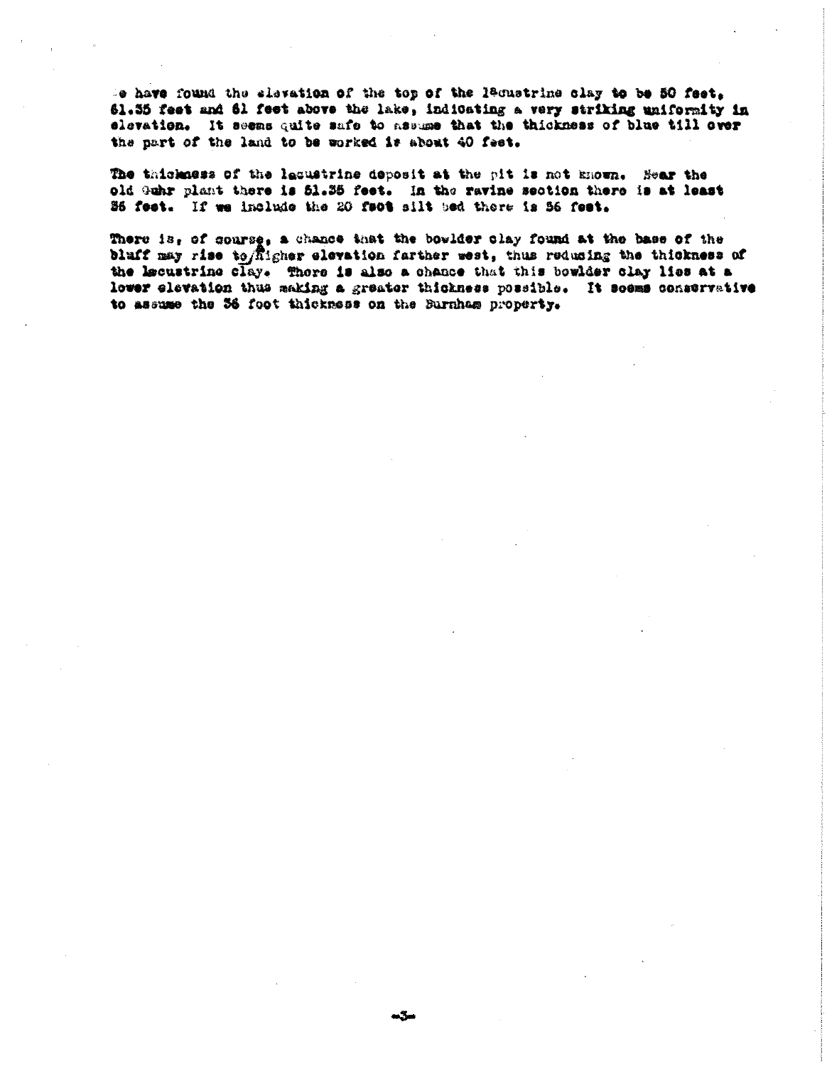We have found the elevation of the top of the lacustrine clay to be 50 feet, 61.35 feet and 61 feet above the lake, indicating a very striking uniformity in elevation. It seems quite safe to assume that the thickness of blue till over the part of the land to be worked is about 40 feet.

The thickness of the lacustrine deposit at the pit is not known. Near the old Guhr plant there is 51.35 feet. In the ravine section there is at least 36 feet. If we include the 20 foot silt bed there is 56 feet.

There is, of course, a chance that the bowlder clay found at the base of the bluff may rise to a higher elevation farther west, thus reducing the thickness of the lacustrine clay. There is also a chance that this bowlder clay lies at a lower elevation thus making a greater thickness possible. It seems conservative to assume the 36 foot thickness on the Burnham property.